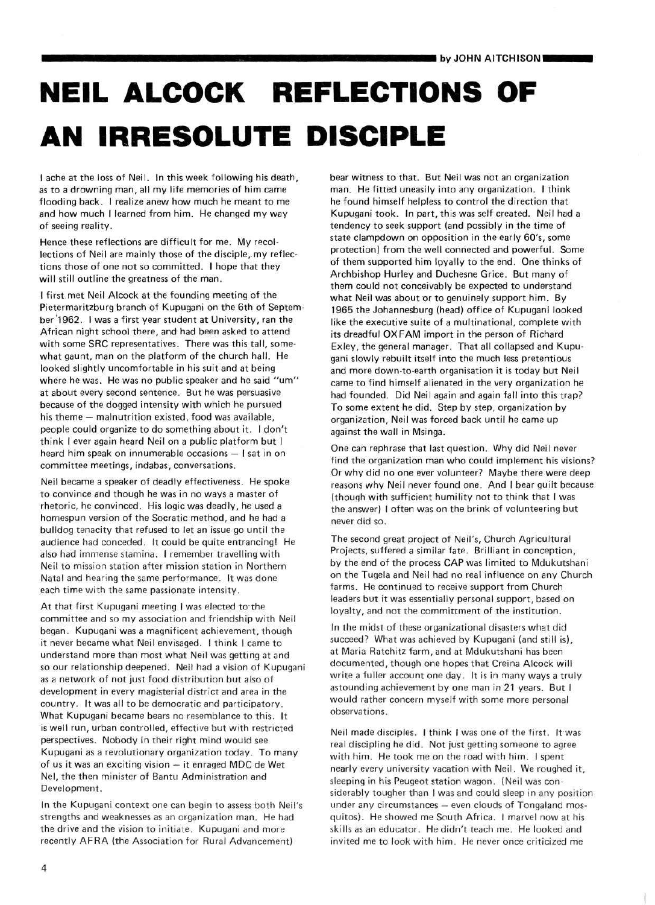by JOHN AITCHISON

# NEIL ALCOCK REFLECTIONS OF AN IRRESOLUTE DISCIPLE

I ache at the loss of Neil. In this week following his death, as to a drowning man, all my life memories of him came flooding back. I realize anew how much he meant to me and how much I learned from him. He changed my way of seeing reality.

Hence these reflections are difficult for me. My recollections of Neil are mainly those of the disciple, my reflections those of one not so committed. I hope that they will still outline the greatness of the man.

I first met Neil Alcock at the founding meeting of the Pietermaritzburg branch of Kupugani on the 6th of September 1962. I was a first year student at University, ran the African night school there, and had been asked to attend with some SRC representatives. There was this tall, somewhat gaunt, man on the platform of the church hall. He looked slightly uncomfortable in his suit and at being where he was. He was no public speaker and he said "um" at about every second sentence. But he was persuasive because of the dogged intensity with which he pursued his theme — malnutrition existed, food was available, people could organize to do something about it. I don't think I ever again heard Neil on a public platform but I heard him speak on innumerable occasions — I sat in on committee meetings, indabas, conversations.

Neil became a speaker of deadly effectiveness. He spoke to convince and though he was in no ways a master of rhetoric, he convinced. His logic was deadly, he used a homespun version of the Socratic method, and he had a bulldog tenacity that refused to let an issue go until the audience had conceded. It could be quite entrancing! He also had immense stamina. I remember travelling with Neil to mission station after mission station in Northern Natal and hearing the same performance. It was done each time with the same passionate intensity.

At that first Kupugani meeting I was elected to the committee and so my association and friendship with Neil began. Kupugani was a magnificent achievement, though it never became what Neil envisaged. I think I came to understand more than most what Neil was getting at and so our relationship deepened. Neil had a vision of Kupugani as a network of not just food distribution but also of development in every magisterial district and area in the country. It was all to be democratic and participatory. What Kupugani became bears no resemblance to this. It is well run, urban controlled, effective but with restricted perspectives. Nobody in their right mind would see Kupugani as a revolutionary organization today. To many of us it was an exciting vision — it enraged MDC de Wet Nel, the then minister of Bantu Administration and Development.

In the Kupugani context one can begin to assess both Neil's strengths and weaknesses as an organization man. He had the drive and the vision to initiate. Kupugani and more recently AFRA (the Association for Rural Advancement) bear witness to that. But Neil was not an organization man. He fitted uneasily into any organization. I think he found himself helpless to control the direction that Kupugani took. In part, this was self created. Neil had a tendency to seek support (and possibly in the time of state clampdown on opposition in the early 60's, some protection) from the well connected and powerful. Some of them supported him loyally to the end. One thinks of Archbishop Hurley and Duchesne Grice. But many of them could not conceivably be expected to understand what Neil was about or to genuinely support him. By 1965 the Johannesburg (head) office of Kupugani looked like the executive suite of a multinational, complete with its dreadful OXFAM import in the person of Richard Exley, the general manager. That all collapsed and Kupugani slowly rebuilt itself into the much less pretentious and more down-to-earth organisation it is today but Neil came to find himself alienated in the very organization he had founded. Did Neil again and again fall into this trap? To some extent he did. Step by step, organization by organization, Neil was forced back until he came up against the wall in Msinga.

One can rephrase that last question. Why did Neil never find the organization man who could implement his visions? Or why did no one ever volunteer? Maybe there were deep reasons why Neil never found one. And I bear guilt because (though with sufficient humility not to think that I was the answer) I often was on the brink of volunteering but never did so.

The second great project of Neil's, Church Agricultural Projects, suffered a similar fate. Brilliant in conception, by the end of the process CAP was limited to Mdukutshani on the Tugela and Neil had no real influence on any Church farms. He continued to receive support from Church leaders but it was essentially personal support, based on loyalty, and not the committment of the institution.

In the midst of these organizational disasters what did succeed? What was achieved by Kupugani (and still is), at Maria Ratchitz farm, and at Mdukutshani has been documented, though one hopes that Creina Alcock will write a fuller account one day. It is in many ways a truly astounding achievement by one man in 21 years. But I would rather concern myself with some more personal observations.

Neil made disciples. I think I was one of the first. It was real discipling he did. Not just getting someone to agree with him. He took me on the road with him. I spent nearly every university vacation with Neil. We roughed it, sleeping in his Peugeot station wagon. (Neil was considerably tougher than I was and could sleep in any position under any circumstances — even clouds of Tongaland mosquitos). He showed me South Africa. I marvel now at his skills as an educator. He didn't teach me. He looked and invited me to look with him. He never once criticized me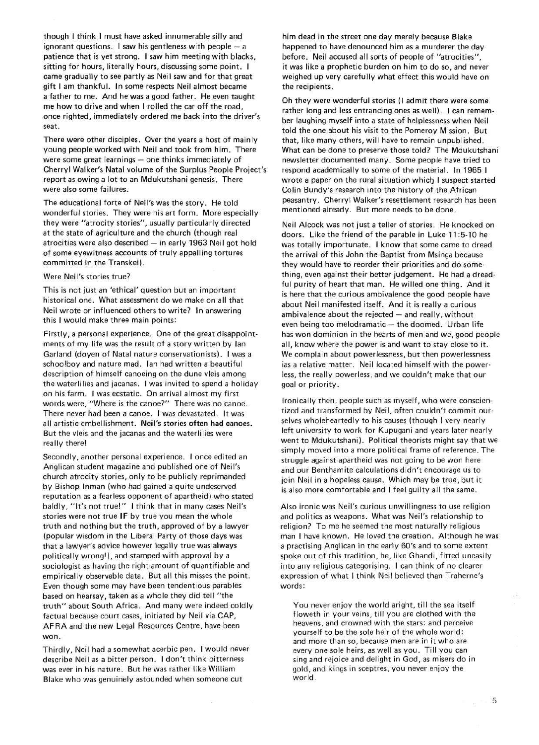though I think I must have asked innumerable silly and ignorant questions. I saw his gentleness with people — a patience that is yet strong. I saw him meeting with blacks, sitting for hours, literally hours, discussing some point. I came gradually to see partly as Neil saw and for that great gift I am thankful. In some respects Neil almost became a father to me. And he was a good father. He even taught me how to drive and when I rolled the car off the road, once righted, immediately ordered me back into the driver's seat.

There were other disciples. Over the years a host of mainly young people worked with Neil and took from him. There were some great learnings — one thinks immediately of Cherryl Walker's Natal volume of the Surplus People Project's report as owing a lot to an Mdukutshani genesis. There were also some failures.

The educational forte of Neil's was the story. He told wonderful stories. They were his art form. More especially they were "atrocity stories", usually particularly directed at the state of agriculture and the church (though real atrocities were also described — in early 1963 Neil got hold of some eyewitness accounts of truly appalling tortures committed in the Transkei).

Were Neil's stories true?

This is not just an 'ethical' question but an important historical one. What assessment do we make on all that Neil wrote or influenced others to write? In answering this I would make three main points:

Firstly, a personal experience. One of the great disappointments of my life was the result of a story written by Ian Garland (doyen of Natal nature conservationists). I was a schoolboy and nature mad. Ian had written a beautiful description of himself canoeing on the dune vleis among the waterlilies and jacanas. I was invited to spend a holiday on his farm. I was ecstatic. On arrival almost my first words were, "Where is the canoe?" There was no canoe. There never had been a canoe. I was devastated. It was all artistic embellishment. **Neil's stories often had canoes.** But the vleis and the jacanas and the waterlilies were really there!

Secondly, another personal experience. I once edited an Anglican student magazine and published one of Neil's church atrocity stories, only to be publicly reprimanded by Bishop Inman (who had gained a quite undeserved reputation as a fearless opponent of apartheid) who stated baldly, "It's not true!" I think that in many cases Neil's stories were not true IF by true you mean the whole truth and nothing but the truth, approved of by a lawyer (popular wisdom in the Liberal Party of those days was that a lawyer's advice however legally true was **always** politically wrong!), and stamped with approval by a sociologist as having the right amount of quantifiable and empirically observable data. But all this misses the point. Even though some may have been tendentious parables based on hearsay, taken as a whole they did tell "the truth" about South Africa. And many were indeed coldly factual because court cases, initiated by Neil via CAP, AFRA and the new Legal Resources Centre, have been won.

Thirdly, Neil had a somewhat acerbic pen. I would never describe Neil as a bitter person. I don't think bitterness was ever in his nature. But he was rather like William Blake who was genuinely astounded when someone cut him dead in the street one day merely because Blake happened to have denounced him as a murderer the day before. Neil accused all sorts of people of "atrocities", it was like a prophetic burden on him to do so, and never weighed up very carefully what effect this would have on the recipients.

Oh they were wonderful stories (I admit there were some rather long and less entrancing ones as well). I can remember laughing myself into a state of helplessness when Neil told the one about his visit to the Pomeroy Mission. But that, like many others, will have to remain unpublished. What can be done to preserve those told? The Mdukutshani newsletter documented many. Some people have tried to respond academically to some of the material. In 1965 I wrote a paper on the rural situation which I suspect started Colin Bundy's research into the history of the African peasantry. Cherryl Walker's resettlement research has been mentioned already. But more needs to be done.

Neil Alcock was not just a teller of stories. He knocked on doors. Like the friend of the parable in Luke 11:5-10 he was totally importunate. I know that some came to dread the arrival of this John the Baptist from Msinga because they would have to reorder their priorities and do something, even against their better judgement. He had a dreadful purity of heart that man. He willed one thing. And it is here that the curious ambivalence the good people have about Neil manifested itself. And it is really a curious ambivalence about the rejected — and really, without even being too melodramatic — the doomed. Urban life has won dominion in the hearts of men and we, good people all, know where the power is and want to stay close to it. We complain about powerlessness, but then powerlessness ias a relative matter. Neil located himself with the powerless, the really powerless, and we couldn't make that our goal or priority.

Ironically then, people such as myself, who were conscientized and transformed by Neil, often couldn't commit ourselves wholeheartedly to his causes (though I very nearly left university to work for Kupugani and years later nearly went to Mdukutshani). Political theorists might say that we simply moved into a more political frame of reference. The struggle against apartheid was not going to be won here and our Benthamite calculations didn't encourage us to join Neil in a hopeless cause. Which may be true, but it is also more comfortable and I feel guilty all the same.

Also ironic was Neil's curious unwillingness to use religion and politics as weapons. What was Neil's relationship to religion? To me he seemed the most naturally religious man I have known. He loved the creation. Although he was a practising Anglican in the early 60's and to some extent spoke out of this tradition, he, like Ghandi, fitted uneasily into any religious categorising. I can think of no clearer expression of what I think Neil believed than Traherne's words:

> You never enjoy the world aright, till the sea itself floweth in your veins, till you are clothed with the heavens, and crowned with the stars: and perceive yourself to be the sole heir of the whole world: and more than so, because men are in it who are every one sole heirs, as well as you. Till you can sing and rejoice and delight in God, as misers do in gold, and kings in sceptres, you never enjoy the world.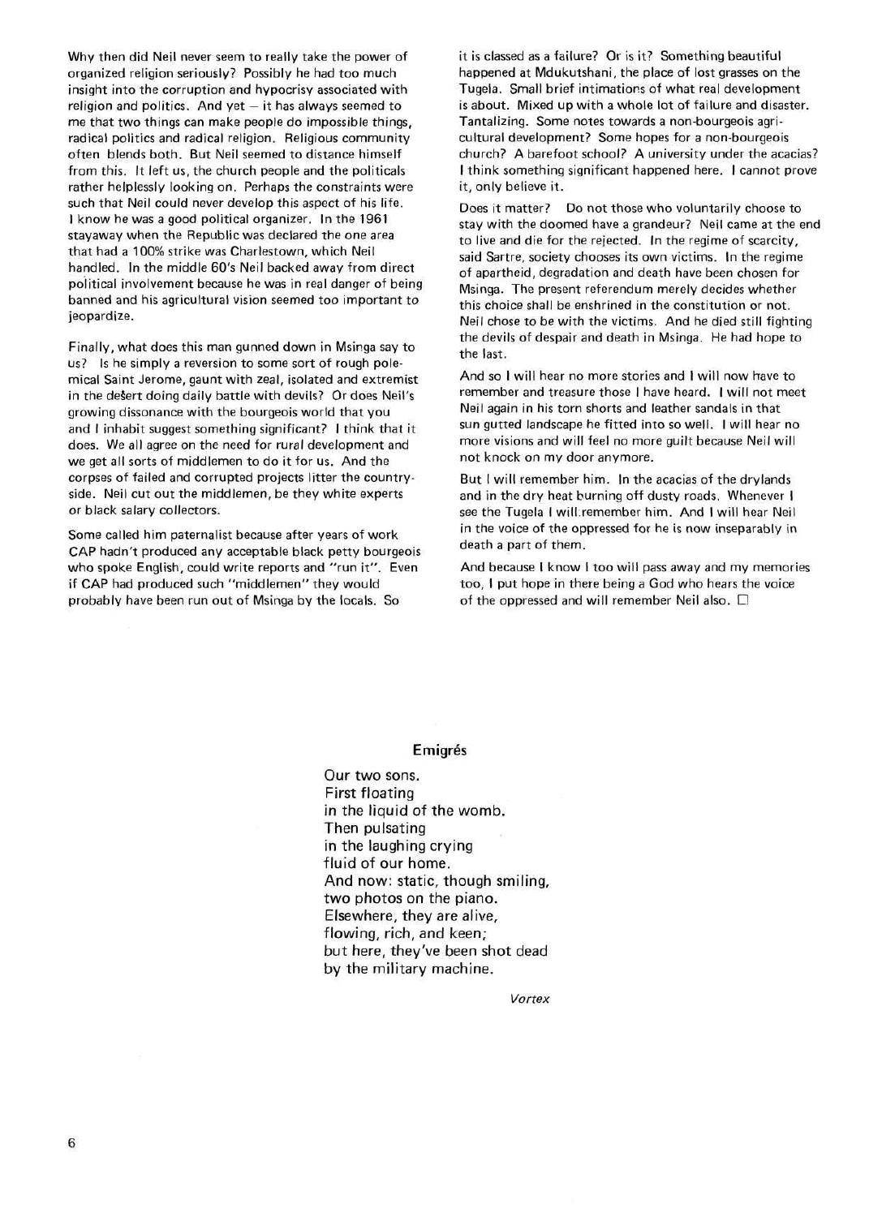Why then did Neil never seem to really take the power of organized religion seriously? Possibly he had too much insight into the corruption and hypocrisy associated with religion and politics. And yet – it has always seemed to me that two things can make people do impossible things, radical politics and radical religion. Religious community often blends both. But Neil seemed to distance himself from this. It left us, the church people and the politicals rather helplessly looking on. Perhaps the constraints were such that Neil could never develop this aspect of his life. I know he was a good political organizer. In the 1961 stayaway when the Republic was declared the one area that had a 100% strike was Charlestown, which Neil handled. In the middle 60's Neil backed away from direct political involvement because he was in real danger of being banned and his agricultural vision seemed too important to jeopardize.

Finally, what does this man gunned down in Msinga say to us? Is he simply a reversion to some sort of rough polemical Saint Jerome, gaunt with zeal, isolated and extremist in the desert doing daily battle with devils? Or does Neil's growing dissonance with the bourgeois world that you and I inhabit suggest something significant? I think that it does. We all agree on the need for rural development and we get all sorts of middlemen to do it for us. And the corpses of failed and corrupted projects litter the countryside. Neil cut out the middlemen, be they white experts or black salary collectors.

Some called him paternalist because after years of work CAP hadn't produced any acceptable black petty bourgeois who spoke English, could write reports and "run it". Even if CAP had produced such "middlemen" they would probably have been run out of Msinga by the locals. So it is classed as a failure? Or is it? Something beautiful happened at Mdukutshani, the place of lost grasses on the Tugela. Small brief intimations of what real development is about. Mixed up with a whole lot of failure and disaster. Tantalizing. Some notes towards a non-bourgeois agricultural development? Some hopes for a non-bourgeois church? A barefoot school? A university under the acacias? I think something significant happened here. I cannot prove it, only believe it.

Does it matter? Do not those who voluntarily choose to stay with the doomed have a grandeur? Neil came at the end to live and die for the rejected. In the regime of scarcity, said Sartre, society chooses its own victims. In the regime of apartheid, degradation and death have been chosen for Msinga. The present referendum merely decides whether this choice shall be enshrined in the constitution or not. Neil chose to be with the victims. And he died still fighting the devils of despair and death in Msinga. He had hope to the last.

And so I will hear no more stories and I will now have to remember and treasure those I have heard. I will not meet Neil again in his torn shorts and leather sandals in that sun gutted landscape he fitted into so well. I will hear no more visions and will feel no more guilt because Neil will not knock on my door anymore.

But I will remember him. In the acacias of the drylands and in the dry heat burning off dusty roads. Whenever I see the Tugela I will remember him. And I will hear Neil in the voice of the oppressed for he is now inseparably in death a part of them.

And because I know I too will pass away and my memories too, I put hope in there being a God who hears the voice of the oppressed and will remember Neil also. □

### Emigrés

Our two sons.  
First floating  
in the liquid of the womb.  
Then pulsating  
in the laughing crying  
fluid of our home.  
And now: static, though smiling,  
two photos on the piano.  
Elsewhere, they are alive,  
flowing, rich, and keen;  
but here, they've been shot dead  
by the military machine.

*Vortex*